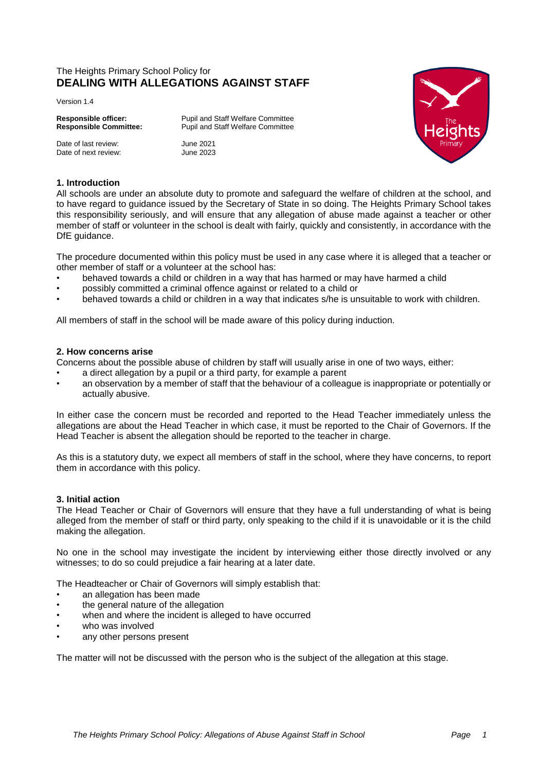The Heights Primary School Policy for
# DEALING WITH ALLEGATIONS AGAINST STAFF

Version 1.4

**Responsible officer:** Pupil and Staff Welfare Committee
**Responsible Committee:** Pupil and Staff Welfare Committee

Date of last review: June 2021
Date of next review: June 2023

## 1. Introduction

All schools are under an absolute duty to promote and safeguard the welfare of children at the school, and to have regard to guidance issued by the Secretary of State in so doing. The Heights Primary School takes this responsibility seriously, and will ensure that any allegation of abuse made against a teacher or other member of staff or volunteer in the school is dealt with fairly, quickly and consistently, in accordance with the DfE guidance.

The procedure documented within this policy must be used in any case where it is alleged that a teacher or other member of staff or a volunteer at the school has:

- behaved towards a child or children in a way that has harmed or may have harmed a child
- possibly committed a criminal offence against or related to a child or
- behaved towards a child or children in a way that indicates s/he is unsuitable to work with children.

All members of staff in the school will be made aware of this policy during induction.

## 2. How concerns arise

Concerns about the possible abuse of children by staff will usually arise in one of two ways, either:

- a direct allegation by a pupil or a third party, for example a parent
- an observation by a member of staff that the behaviour of a colleague is inappropriate or potentially or actually abusive.

In either case the concern must be recorded and reported to the Head Teacher immediately unless the allegations are about the Head Teacher in which case, it must be reported to the Chair of Governors. If the Head Teacher is absent the allegation should be reported to the teacher in charge.

As this is a statutory duty, we expect all members of staff in the school, where they have concerns, to report them in accordance with this policy.

## 3. Initial action

The Head Teacher or Chair of Governors will ensure that they have a full understanding of what is being alleged from the member of staff or third party, only speaking to the child if it is unavoidable or it is the child making the allegation.

No one in the school may investigate the incident by interviewing either those directly involved or any witnesses; to do so could prejudice a fair hearing at a later date.

The Headteacher or Chair of Governors will simply establish that:

- an allegation has been made
- the general nature of the allegation
- when and where the incident is alleged to have occurred
- who was involved
- any other persons present

The matter will not be discussed with the person who is the subject of the allegation at this stage.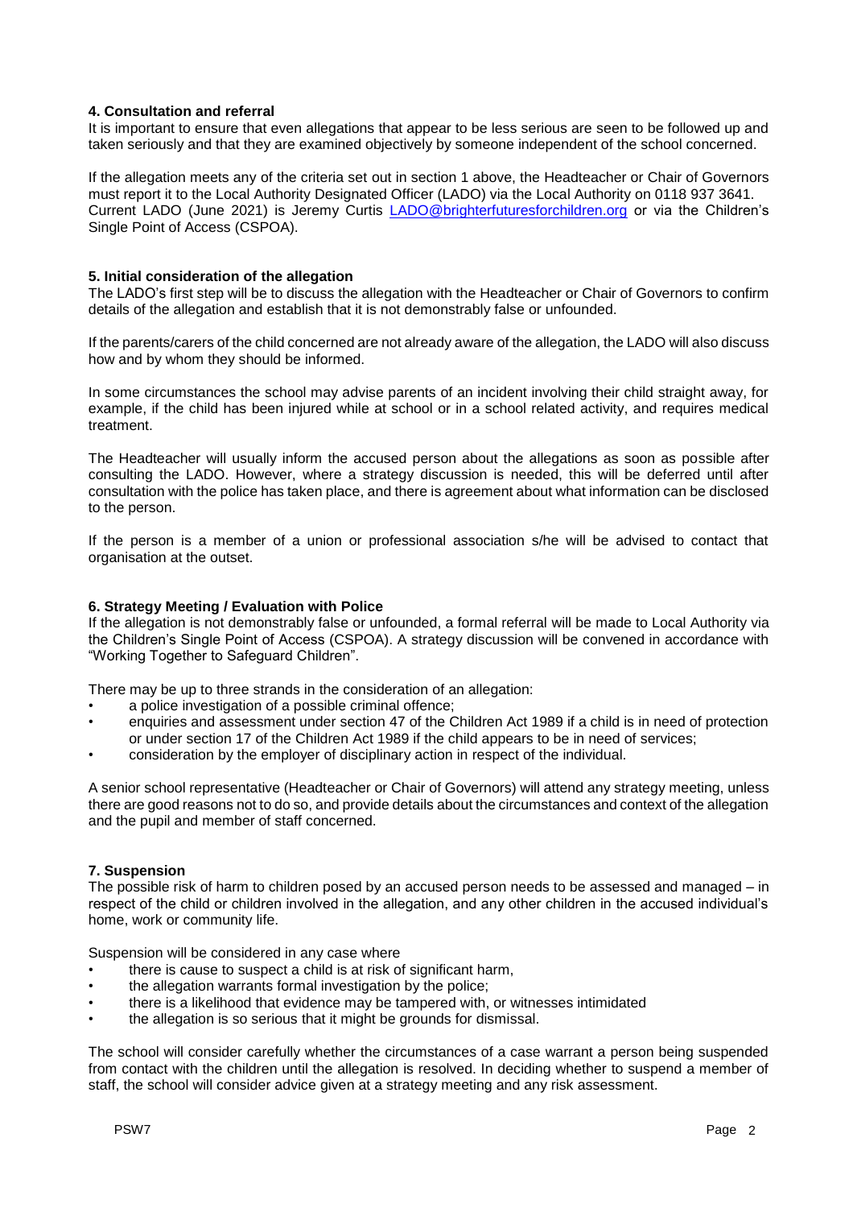### 4. Consultation and referral

It is important to ensure that even allegations that appear to be less serious are seen to be followed up and taken seriously and that they are examined objectively by someone independent of the school concerned.

If the allegation meets any of the criteria set out in section 1 above, the Headteacher or Chair of Governors must report it to the Local Authority Designated Officer (LADO) via the Local Authority on 0118 937 3641. Current LADO (June 2021) is Jeremy Curtis LADO@brighterfuturesforchildren.org or via the Children's Single Point of Access (CSPOA).

### 5. Initial consideration of the allegation

The LADO's first step will be to discuss the allegation with the Headteacher or Chair of Governors to confirm details of the allegation and establish that it is not demonstrably false or unfounded.

If the parents/carers of the child concerned are not already aware of the allegation, the LADO will also discuss how and by whom they should be informed.

In some circumstances the school may advise parents of an incident involving their child straight away, for example, if the child has been injured while at school or in a school related activity, and requires medical treatment.

The Headteacher will usually inform the accused person about the allegations as soon as possible after consulting the LADO. However, where a strategy discussion is needed, this will be deferred until after consultation with the police has taken place, and there is agreement about what information can be disclosed to the person.

If the person is a member of a union or professional association s/he will be advised to contact that organisation at the outset.

### 6. Strategy Meeting / Evaluation with Police

If the allegation is not demonstrably false or unfounded, a formal referral will be made to Local Authority via the Children's Single Point of Access (CSPOA). A strategy discussion will be convened in accordance with "Working Together to Safeguard Children".

There may be up to three strands in the consideration of an allegation:

- a police investigation of a possible criminal offence;
- enquiries and assessment under section 47 of the Children Act 1989 if a child is in need of protection or under section 17 of the Children Act 1989 if the child appears to be in need of services;
- consideration by the employer of disciplinary action in respect of the individual.

A senior school representative (Headteacher or Chair of Governors) will attend any strategy meeting, unless there are good reasons not to do so, and provide details about the circumstances and context of the allegation and the pupil and member of staff concerned.

### 7. Suspension

The possible risk of harm to children posed by an accused person needs to be assessed and managed – in respect of the child or children involved in the allegation, and any other children in the accused individual's home, work or community life.

Suspension will be considered in any case where

- there is cause to suspect a child is at risk of significant harm,
- the allegation warrants formal investigation by the police;
- there is a likelihood that evidence may be tampered with, or witnesses intimidated
- the allegation is so serious that it might be grounds for dismissal.

The school will consider carefully whether the circumstances of a case warrant a person being suspended from contact with the children until the allegation is resolved. In deciding whether to suspend a member of staff, the school will consider advice given at a strategy meeting and any risk assessment.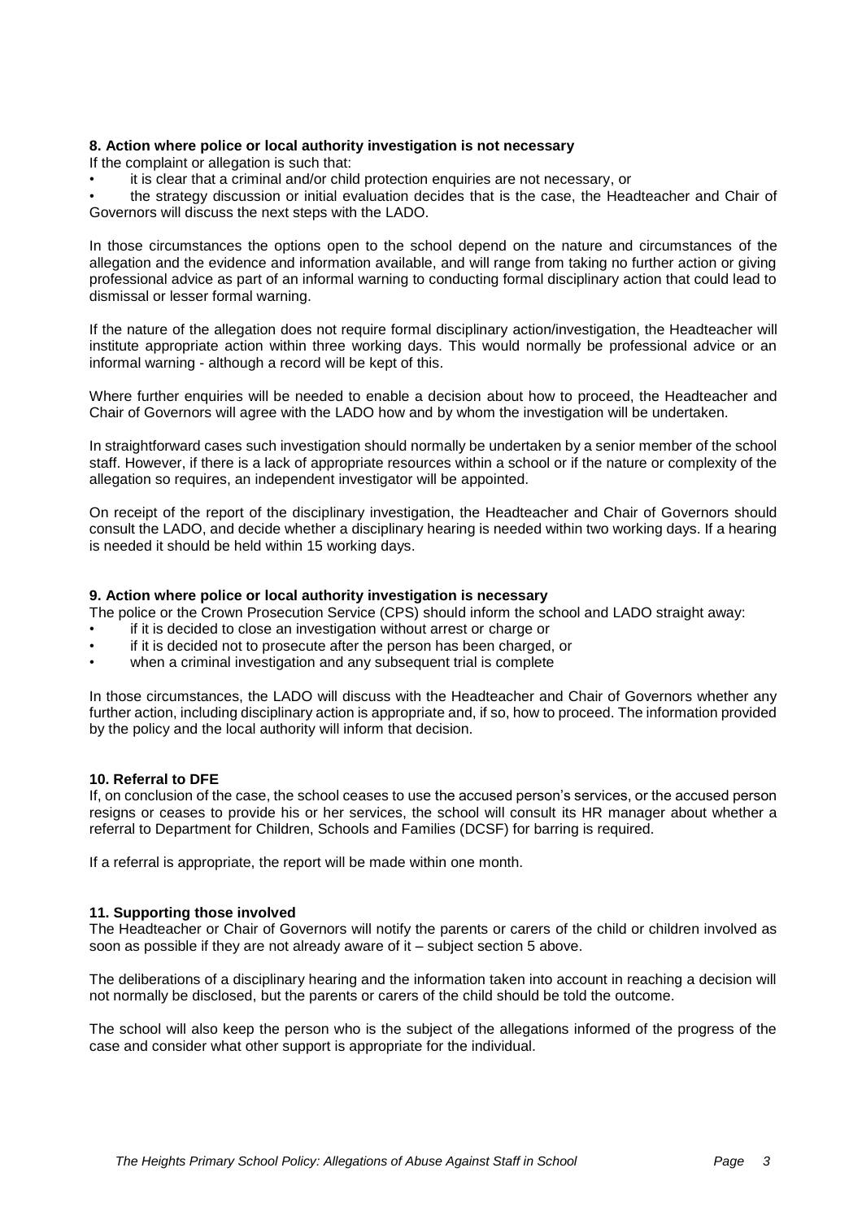**8. Action where police or local authority investigation is not necessary**

If the complaint or allegation is such that:

- it is clear that a criminal and/or child protection enquiries are not necessary, or
- the strategy discussion or initial evaluation decides that is the case, the Headteacher and Chair of Governors will discuss the next steps with the LADO.

In those circumstances the options open to the school depend on the nature and circumstances of the allegation and the evidence and information available, and will range from taking no further action or giving professional advice as part of an informal warning to conducting formal disciplinary action that could lead to dismissal or lesser formal warning.

If the nature of the allegation does not require formal disciplinary action/investigation, the Headteacher will institute appropriate action within three working days. This would normally be professional advice or an informal warning - although a record will be kept of this.

Where further enquiries will be needed to enable a decision about how to proceed, the Headteacher and Chair of Governors will agree with the LADO how and by whom the investigation will be undertaken.

In straightforward cases such investigation should normally be undertaken by a senior member of the school staff. However, if there is a lack of appropriate resources within a school or if the nature or complexity of the allegation so requires, an independent investigator will be appointed.

On receipt of the report of the disciplinary investigation, the Headteacher and Chair of Governors should consult the LADO, and decide whether a disciplinary hearing is needed within two working days. If a hearing is needed it should be held within 15 working days.

**9. Action where police or local authority investigation is necessary**

The police or the Crown Prosecution Service (CPS) should inform the school and LADO straight away:

- if it is decided to close an investigation without arrest or charge or
- if it is decided not to prosecute after the person has been charged, or
- when a criminal investigation and any subsequent trial is complete

In those circumstances, the LADO will discuss with the Headteacher and Chair of Governors whether any further action, including disciplinary action is appropriate and, if so, how to proceed. The information provided by the policy and the local authority will inform that decision.

**10. Referral to DFE**

If, on conclusion of the case, the school ceases to use the accused person's services, or the accused person resigns or ceases to provide his or her services, the school will consult its HR manager about whether a referral to Department for Children, Schools and Families (DCSF) for barring is required.

If a referral is appropriate, the report will be made within one month.

**11. Supporting those involved**

The Headteacher or Chair of Governors will notify the parents or carers of the child or children involved as soon as possible if they are not already aware of it – subject section 5 above.

The deliberations of a disciplinary hearing and the information taken into account in reaching a decision will not normally be disclosed, but the parents or carers of the child should be told the outcome.

The school will also keep the person who is the subject of the allegations informed of the progress of the case and consider what other support is appropriate for the individual.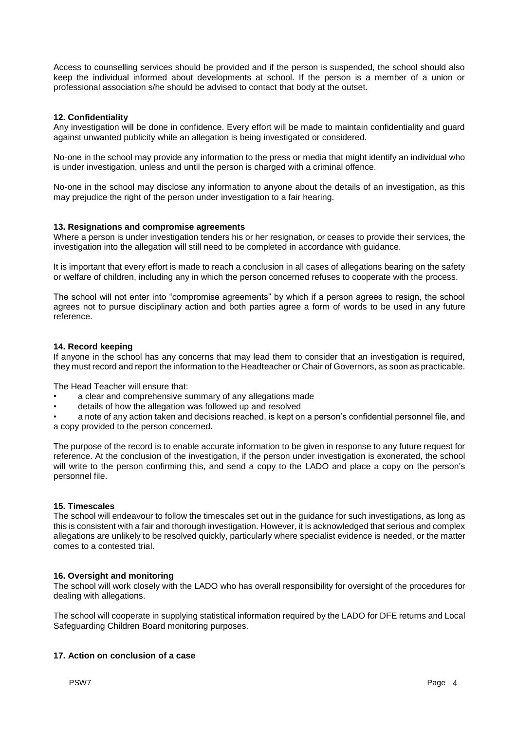Access to counselling services should be provided and if the person is suspended, the school should also keep the individual informed about developments at school. If the person is a member of a union or professional association s/he should be advised to contact that body at the outset.

### 12. Confidentiality

Any investigation will be done in confidence. Every effort will be made to maintain confidentiality and guard against unwanted publicity while an allegation is being investigated or considered.

No-one in the school may provide any information to the press or media that might identify an individual who is under investigation, unless and until the person is charged with a criminal offence.

No-one in the school may disclose any information to anyone about the details of an investigation, as this may prejudice the right of the person under investigation to a fair hearing.

### 13. Resignations and compromise agreements

Where a person is under investigation tenders his or her resignation, or ceases to provide their services, the investigation into the allegation will still need to be completed in accordance with guidance.

It is important that every effort is made to reach a conclusion in all cases of allegations bearing on the safety or welfare of children, including any in which the person concerned refuses to cooperate with the process.

The school will not enter into "compromise agreements" by which if a person agrees to resign, the school agrees not to pursue disciplinary action and both parties agree a form of words to be used in any future reference.

### 14. Record keeping

If anyone in the school has any concerns that may lead them to consider that an investigation is required, they must record and report the information to the Headteacher or Chair of Governors, as soon as practicable.

The Head Teacher will ensure that:

- a clear and comprehensive summary of any allegations made
- details of how the allegation was followed up and resolved
- a note of any action taken and decisions reached, is kept on a person's confidential personnel file, and a copy provided to the person concerned.

The purpose of the record is to enable accurate information to be given in response to any future request for reference. At the conclusion of the investigation, if the person under investigation is exonerated, the school will write to the person confirming this, and send a copy to the LADO and place a copy on the person's personnel file.

### 15. Timescales

The school will endeavour to follow the timescales set out in the guidance for such investigations, as long as this is consistent with a fair and thorough investigation. However, it is acknowledged that serious and complex allegations are unlikely to be resolved quickly, particularly where specialist evidence is needed, or the matter comes to a contested trial.

### 16. Oversight and monitoring

The school will work closely with the LADO who has overall responsibility for oversight of the procedures for dealing with allegations.

The school will cooperate in supplying statistical information required by the LADO for DFE returns and Local Safeguarding Children Board monitoring purposes.

### 17. Action on conclusion of a case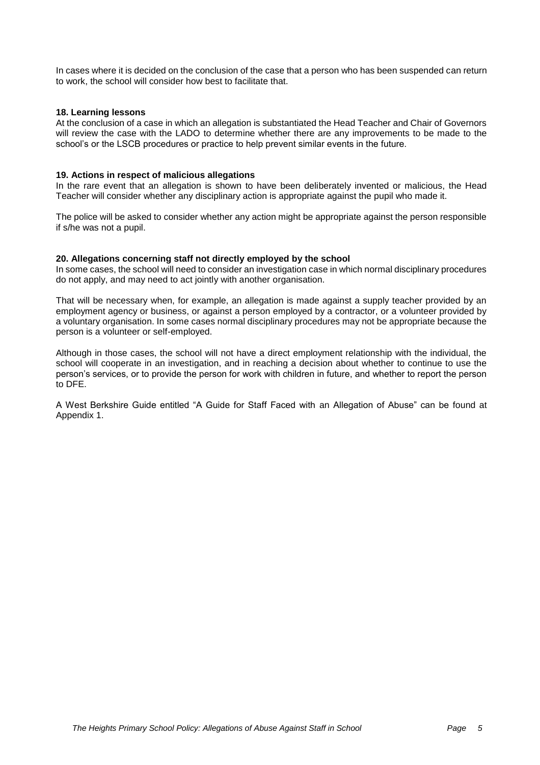In cases where it is decided on the conclusion of the case that a person who has been suspended can return to work, the school will consider how best to facilitate that.

**18. Learning lessons**

At the conclusion of a case in which an allegation is substantiated the Head Teacher and Chair of Governors will review the case with the LADO to determine whether there are any improvements to be made to the school's or the LSCB procedures or practice to help prevent similar events in the future.

**19. Actions in respect of malicious allegations**

In the rare event that an allegation is shown to have been deliberately invented or malicious, the Head Teacher will consider whether any disciplinary action is appropriate against the pupil who made it.

The police will be asked to consider whether any action might be appropriate against the person responsible if s/he was not a pupil.

**20. Allegations concerning staff not directly employed by the school**

In some cases, the school will need to consider an investigation case in which normal disciplinary procedures do not apply, and may need to act jointly with another organisation.

That will be necessary when, for example, an allegation is made against a supply teacher provided by an employment agency or business, or against a person employed by a contractor, or a volunteer provided by a voluntary organisation. In some cases normal disciplinary procedures may not be appropriate because the person is a volunteer or self-employed.

Although in those cases, the school will not have a direct employment relationship with the individual, the school will cooperate in an investigation, and in reaching a decision about whether to continue to use the person's services, or to provide the person for work with children in future, and whether to report the person to DFE.

A West Berkshire Guide entitled "A Guide for Staff Faced with an Allegation of Abuse" can be found at Appendix 1.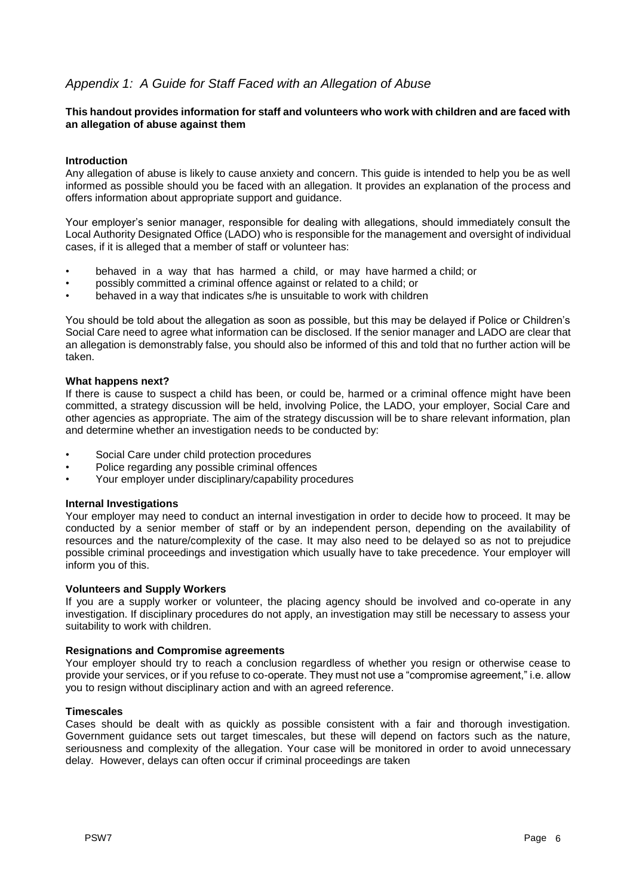## *Appendix 1: A Guide for Staff Faced with an Allegation of Abuse*

**This handout provides information for staff and volunteers who work with children and are faced with an allegation of abuse against them**

**Introduction**

Any allegation of abuse is likely to cause anxiety and concern. This guide is intended to help you be as well informed as possible should you be faced with an allegation. It provides an explanation of the process and offers information about appropriate support and guidance.

Your employer's senior manager, responsible for dealing with allegations, should immediately consult the Local Authority Designated Office (LADO) who is responsible for the management and oversight of individual cases, if it is alleged that a member of staff or volunteer has:

- behaved in a way that has harmed a child, or may have harmed a child; or
- possibly committed a criminal offence against or related to a child; or
- behaved in a way that indicates s/he is unsuitable to work with children

You should be told about the allegation as soon as possible, but this may be delayed if Police or Children's Social Care need to agree what information can be disclosed. If the senior manager and LADO are clear that an allegation is demonstrably false, you should also be informed of this and told that no further action will be taken.

**What happens next?**

If there is cause to suspect a child has been, or could be, harmed or a criminal offence might have been committed, a strategy discussion will be held, involving Police, the LADO, your employer, Social Care and other agencies as appropriate. The aim of the strategy discussion will be to share relevant information, plan and determine whether an investigation needs to be conducted by:

- Social Care under child protection procedures
- Police regarding any possible criminal offences
- Your employer under disciplinary/capability procedures

**Internal Investigations**

Your employer may need to conduct an internal investigation in order to decide how to proceed. It may be conducted by a senior member of staff or by an independent person, depending on the availability of resources and the nature/complexity of the case. It may also need to be delayed so as not to prejudice possible criminal proceedings and investigation which usually have to take precedence. Your employer will inform you of this.

**Volunteers and Supply Workers**

If you are a supply worker or volunteer, the placing agency should be involved and co-operate in any investigation. If disciplinary procedures do not apply, an investigation may still be necessary to assess your suitability to work with children.

**Resignations and Compromise agreements**

Your employer should try to reach a conclusion regardless of whether you resign or otherwise cease to provide your services, or if you refuse to co-operate. They must not use a "compromise agreement," i.e. allow you to resign without disciplinary action and with an agreed reference.

**Timescales**

Cases should be dealt with as quickly as possible consistent with a fair and thorough investigation. Government guidance sets out target timescales, but these will depend on factors such as the nature, seriousness and complexity of the allegation. Your case will be monitored in order to avoid unnecessary delay. However, delays can often occur if criminal proceedings are taken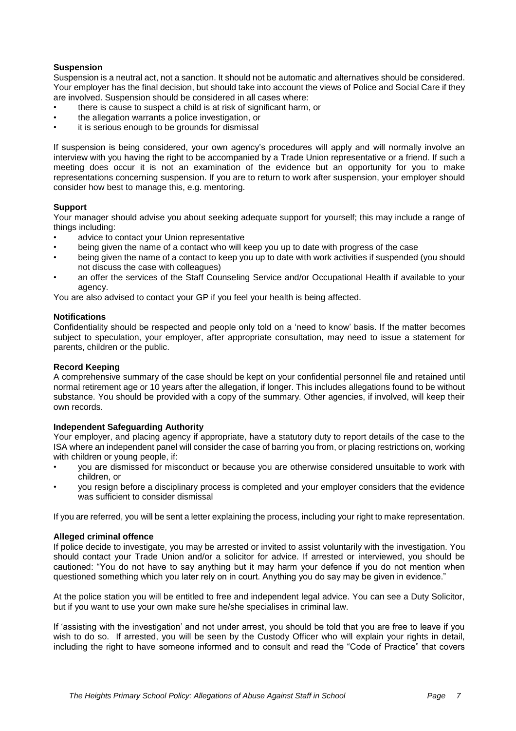**Suspension**

Suspension is a neutral act, not a sanction. It should not be automatic and alternatives should be considered. Your employer has the final decision, but should take into account the views of Police and Social Care if they are involved. Suspension should be considered in all cases where:

- there is cause to suspect a child is at risk of significant harm, or
- the allegation warrants a police investigation, or
- it is serious enough to be grounds for dismissal

If suspension is being considered, your own agency's procedures will apply and will normally involve an interview with you having the right to be accompanied by a Trade Union representative or a friend. If such a meeting does occur it is not an examination of the evidence but an opportunity for you to make representations concerning suspension. If you are to return to work after suspension, your employer should consider how best to manage this, e.g. mentoring.

**Support**

Your manager should advise you about seeking adequate support for yourself; this may include a range of things including:

- advice to contact your Union representative
- being given the name of a contact who will keep you up to date with progress of the case
- being given the name of a contact to keep you up to date with work activities if suspended (you should not discuss the case with colleagues)
- an offer the services of the Staff Counseling Service and/or Occupational Health if available to your agency.

You are also advised to contact your GP if you feel your health is being affected.

**Notifications**

Confidentiality should be respected and people only told on a 'need to know' basis. If the matter becomes subject to speculation, your employer, after appropriate consultation, may need to issue a statement for parents, children or the public.

**Record Keeping**

A comprehensive summary of the case should be kept on your confidential personnel file and retained until normal retirement age or 10 years after the allegation, if longer. This includes allegations found to be without substance. You should be provided with a copy of the summary. Other agencies, if involved, will keep their own records.

**Independent Safeguarding Authority**

Your employer, and placing agency if appropriate, have a statutory duty to report details of the case to the ISA where an independent panel will consider the case of barring you from, or placing restrictions on, working with children or young people, if:

- you are dismissed for misconduct or because you are otherwise considered unsuitable to work with children, or
- you resign before a disciplinary process is completed and your employer considers that the evidence was sufficient to consider dismissal

If you are referred, you will be sent a letter explaining the process, including your right to make representation.

**Alleged criminal offence**

If police decide to investigate, you may be arrested or invited to assist voluntarily with the investigation. You should contact your Trade Union and/or a solicitor for advice. If arrested or interviewed, you should be cautioned: "You do not have to say anything but it may harm your defence if you do not mention when questioned something which you later rely on in court. Anything you do say may be given in evidence."

At the police station you will be entitled to free and independent legal advice. You can see a Duty Solicitor, but if you want to use your own make sure he/she specialises in criminal law.

If 'assisting with the investigation' and not under arrest, you should be told that you are free to leave if you wish to do so. If arrested, you will be seen by the Custody Officer who will explain your rights in detail, including the right to have someone informed and to consult and read the "Code of Practice" that covers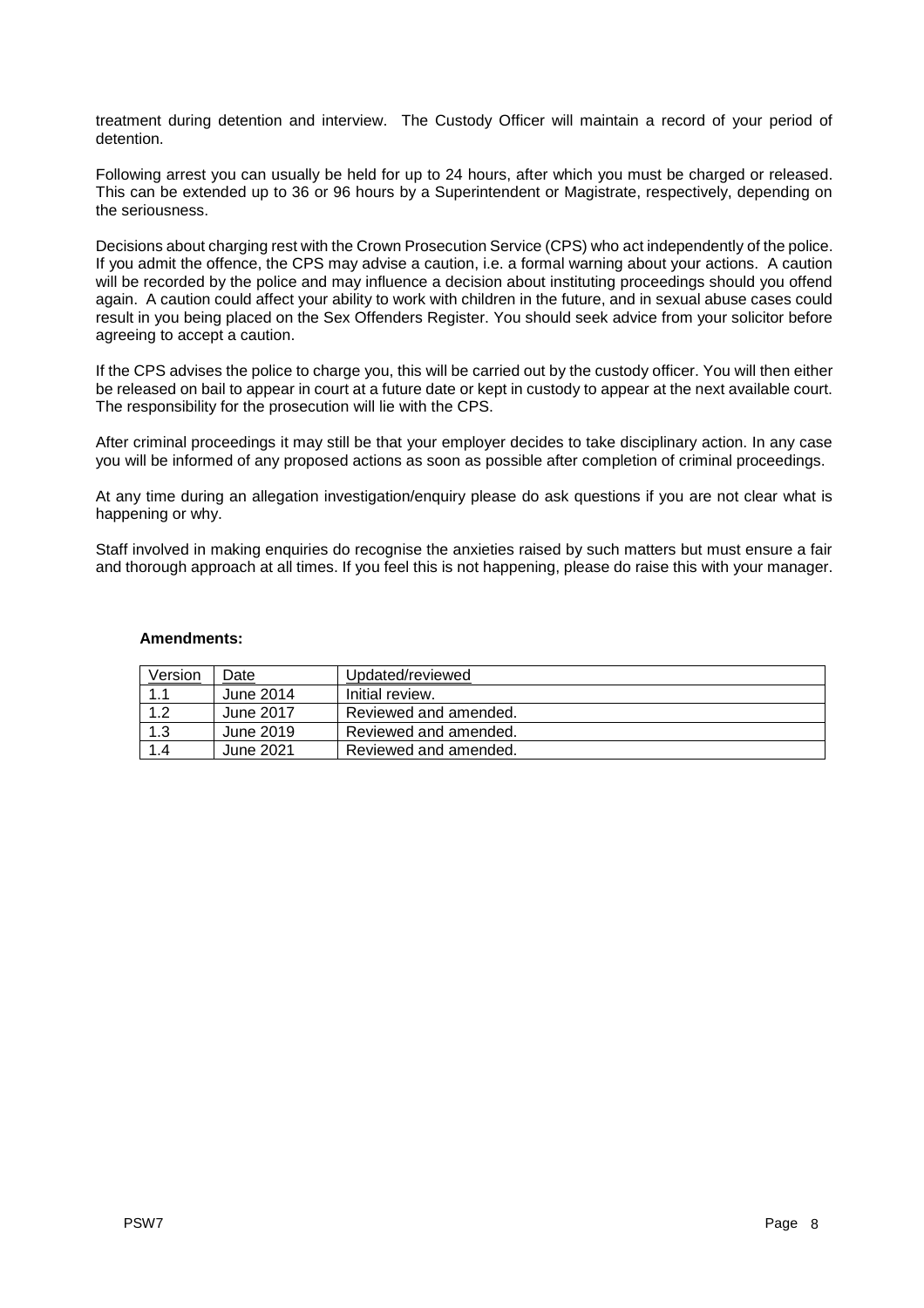treatment during detention and interview. The Custody Officer will maintain a record of your period of detention.

Following arrest you can usually be held for up to 24 hours, after which you must be charged or released. This can be extended up to 36 or 96 hours by a Superintendent or Magistrate, respectively, depending on the seriousness.

Decisions about charging rest with the Crown Prosecution Service (CPS) who act independently of the police. If you admit the offence, the CPS may advise a caution, i.e. a formal warning about your actions. A caution will be recorded by the police and may influence a decision about instituting proceedings should you offend again. A caution could affect your ability to work with children in the future, and in sexual abuse cases could result in you being placed on the Sex Offenders Register. You should seek advice from your solicitor before agreeing to accept a caution.

If the CPS advises the police to charge you, this will be carried out by the custody officer. You will then either be released on bail to appear in court at a future date or kept in custody to appear at the next available court. The responsibility for the prosecution will lie with the CPS.

After criminal proceedings it may still be that your employer decides to take disciplinary action. In any case you will be informed of any proposed actions as soon as possible after completion of criminal proceedings.

At any time during an allegation investigation/enquiry please do ask questions if you are not clear what is happening or why.

Staff involved in making enquiries do recognise the anxieties raised by such matters but must ensure a fair and thorough approach at all times. If you feel this is not happening, please do raise this with your manager.

**Amendments:**

| Version | Date | Updated/reviewed |
|---|---|---|
| 1.1 | June 2014 | Initial review. |
| 1.2 | June 2017 | Reviewed and amended. |
| 1.3 | June 2019 | Reviewed and amended. |
| 1.4 | June 2021 | Reviewed and amended. |